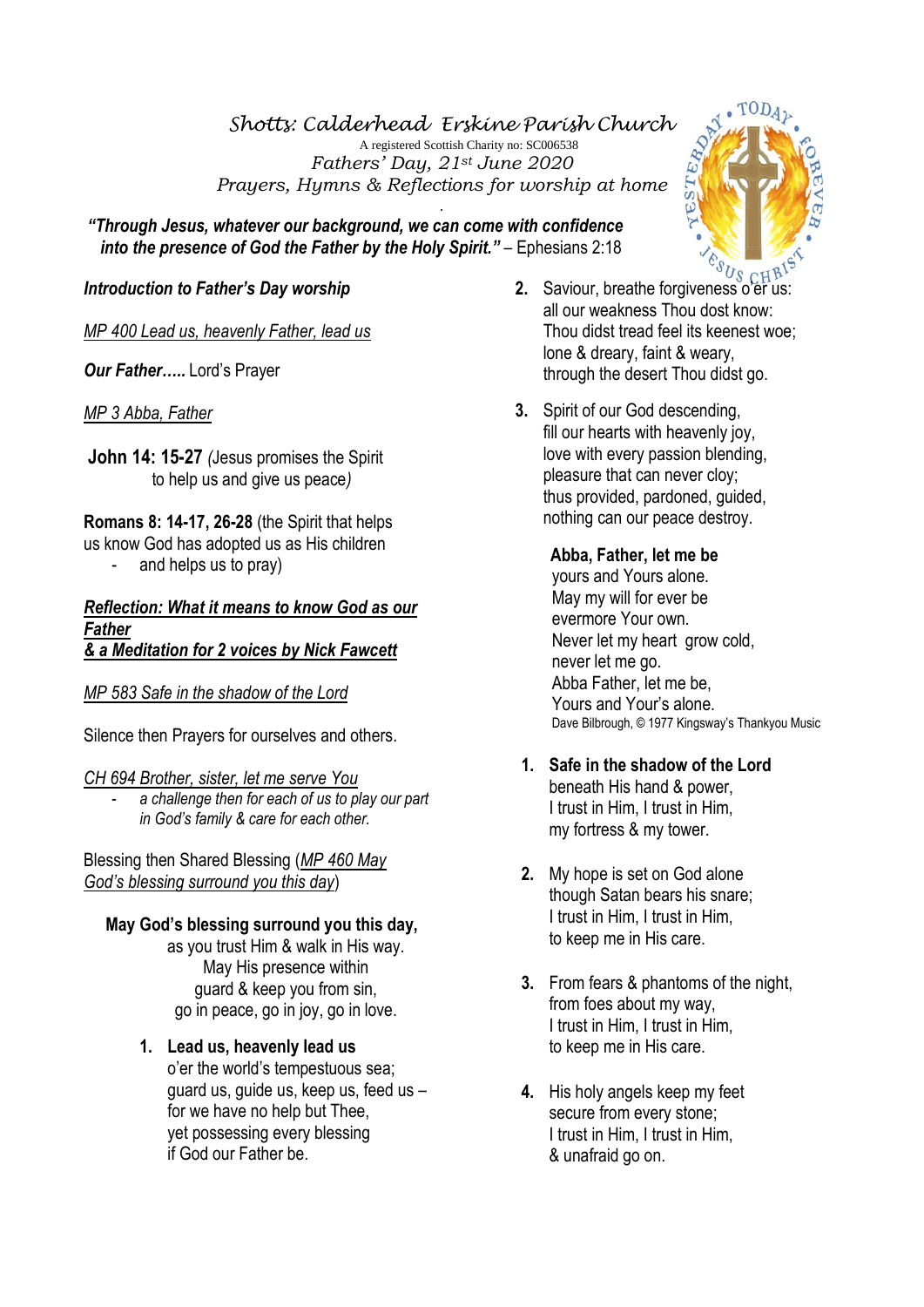# *Shotts: Calderhead Erskine Parish Church*

A registered Scottish Charity no: SC006538

*Fathers' Day, 21st June 2020*

*Prayers, Hymns & Reflections for worship at home*

***"Through Jesus, whatever our background, we can come with confidence into the presence of God the Father by the Holy Spirit."*** – Ephesians 2:18

***Introduction to Father's Day worship***

*MP 400 Lead us, heavenly Father, lead us*

***Our Father…..*** Lord's Prayer

*MP 3 Abba, Father*

**John 14: 15-27** *(*Jesus promises the Spirit to help us and give us peace*)*

**Romans 8: 14-17, 26-28** (the Spirit that helps us know God has adopted us as His children

- and helps us to pray)

***Reflection: What it means to know God as our Father***
***& a Meditation for 2 voices by Nick Fawcett***

*MP 583 Safe in the shadow of the Lord*

Silence then Prayers for ourselves and others.

*CH 694 Brother, sister, let me serve You*

- *a challenge then for each of us to play our part in God's family & care for each other.*

Blessing then Shared Blessing (*MP 460 May God's blessing surround you this day*)

**May God's blessing surround you this day,**
as you trust Him & walk in His way.
May His presence within
guard & keep you from sin,
go in peace, go in joy, go in love.

1. **Lead us, heavenly lead us**
   o'er the world's tempestuous sea;
   guard us, guide us, keep us, feed us –
   for we have no help but Thee,
   yet possessing every blessing
   if God our Father be.

2. Saviour, breathe forgiveness o'er us:
   all our weakness Thou dost know:
   Thou didst tread feel its keenest woe;
   lone & dreary, faint & weary,
   through the desert Thou didst go.

3. Spirit of our God descending,
   fill our hearts with heavenly joy,
   love with every passion blending,
   pleasure that can never cloy;
   thus provided, pardoned, guided,
   nothing can our peace destroy.

**Abba, Father, let me be**
yours and Yours alone.
May my will for ever be
evermore Your own.
Never let my heart grow cold,
never let me go.
Abba Father, let me be,
Yours and Your's alone.

Dave Bilbrough, © 1977 Kingsway's Thankyou Music

1. **Safe in the shadow of the Lord**
   beneath His hand & power,
   I trust in Him, I trust in Him,
   my fortress & my tower.

2. My hope is set on God alone
   though Satan bears his snare;
   I trust in Him, I trust in Him,
   to keep me in His care.

3. From fears & phantoms of the night,
   from foes about my way,
   I trust in Him, I trust in Him,
   to keep me in His care.

4. His holy angels keep my feet
   secure from every stone;
   I trust in Him, I trust in Him,
   & unafraid go on.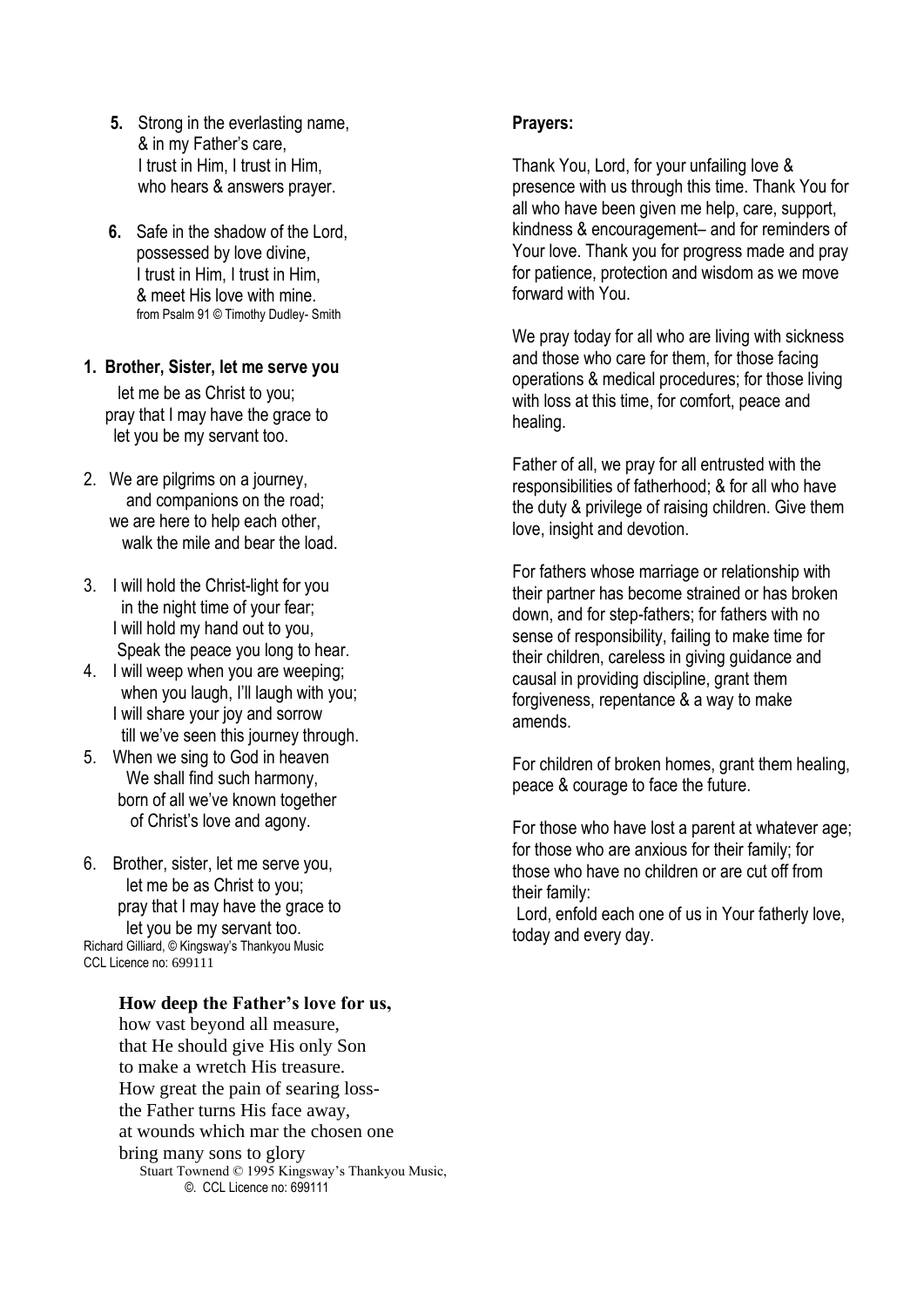**5.** Strong in the everlasting name,
& in my Father's care,
I trust in Him, I trust in Him,
who hears & answers prayer.

**6.** Safe in the shadow of the Lord,
possessed by love divine,
I trust in Him, I trust in Him,
& meet His love with mine.
from Psalm 91 © Timothy Dudley- Smith

**1. Brother, Sister, let me serve you**
let me be as Christ to you;
pray that I may have the grace to
let you be my servant too.

2. We are pilgrims on a journey,
and companions on the road;
we are here to help each other,
walk the mile and bear the load.

3. I will hold the Christ-light for you
in the night time of your fear;
I will hold my hand out to you,
Speak the peace you long to hear.

4. I will weep when you are weeping;
when you laugh, I'll laugh with you;
I will share your joy and sorrow
till we've seen this journey through.

5. When we sing to God in heaven
We shall find such harmony,
born of all we've known together
of Christ's love and agony.

6. Brother, sister, let me serve you,
let me be as Christ to you;
pray that I may have the grace to
let you be my servant too.
Richard Gilliard, © Kingsway's Thankyou Music
CCL Licence no: 699111

**How deep the Father's love for us,**
how vast beyond all measure,
that He should give His only Son
to make a wretch His treasure.
How great the pain of searing loss-
the Father turns His face away,
at wounds which mar the chosen one
bring many sons to glory
Stuart Townend © 1995 Kingsway's Thankyou Music,
©. CCL Licence no: 699111

**Prayers:**

Thank You, Lord, for your unfailing love & presence with us through this time. Thank You for all who have been given me help, care, support, kindness & encouragement– and for reminders of Your love. Thank you for progress made and pray for patience, protection and wisdom as we move forward with You.

We pray today for all who are living with sickness and those who care for them, for those facing operations & medical procedures; for those living with loss at this time, for comfort, peace and healing.

Father of all, we pray for all entrusted with the responsibilities of fatherhood; & for all who have the duty & privilege of raising children. Give them love, insight and devotion.

For fathers whose marriage or relationship with their partner has become strained or has broken down, and for step-fathers; for fathers with no sense of responsibility, failing to make time for their children, careless in giving guidance and causal in providing discipline, grant them forgiveness, repentance & a way to make amends.

For children of broken homes, grant them healing, peace & courage to face the future.

For those who have lost a parent at whatever age; for those who are anxious for their family; for those who have no children or are cut off from their family:
Lord, enfold each one of us in Your fatherly love, today and every day.